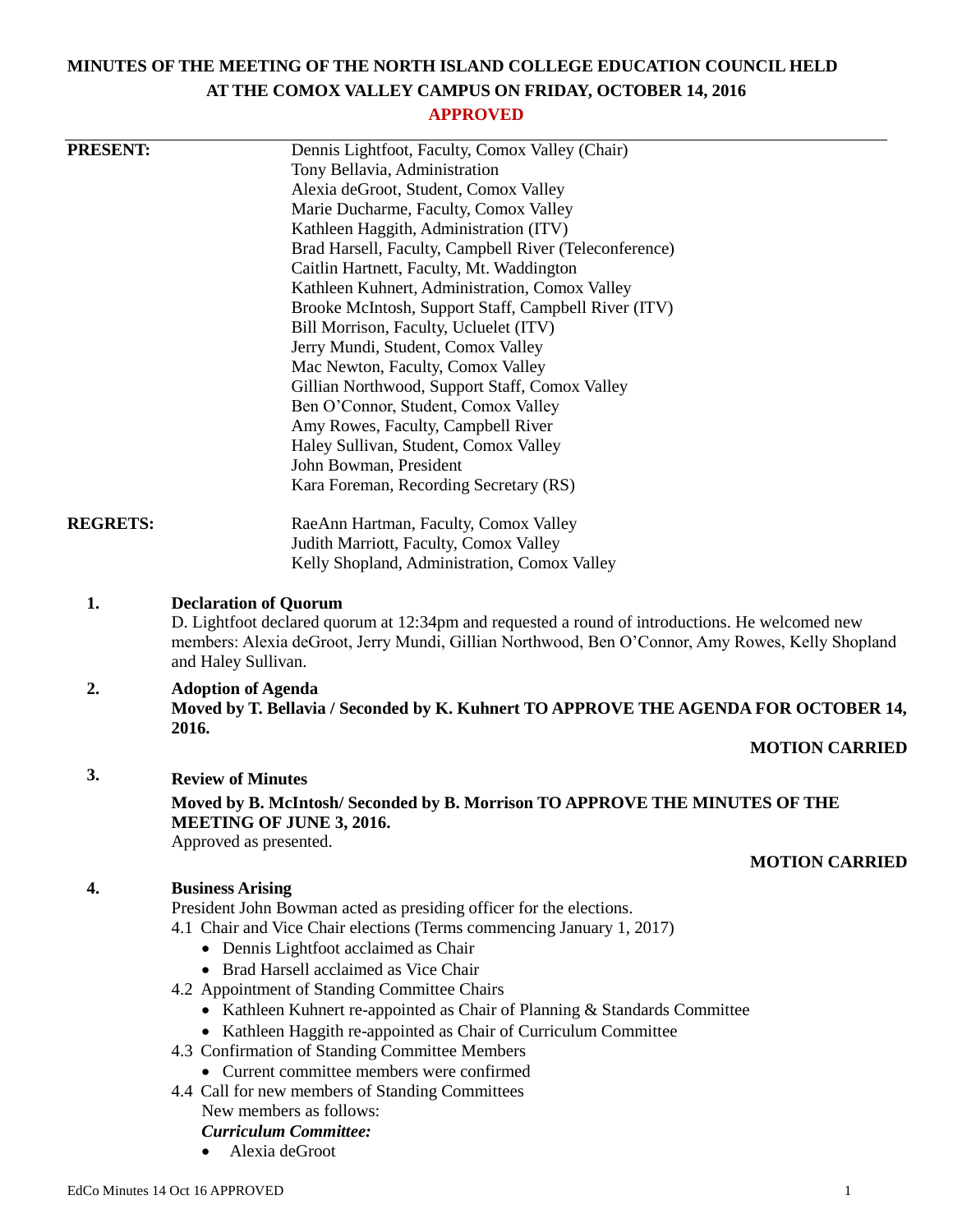# MINUTES OF THE MEETING OF THE NORTH ISLAND COLLEGE EDUCATION COUNCIL HELD AT THE COMOX VALLEY CAMPUS ON FRIDAY, OCTOBER 14, 2016

**APPROVED**

**PRESENT:**

Dennis Lightfoot, Faculty, Comox Valley (Chair)
Tony Bellavia, Administration
Alexia deGroot, Student, Comox Valley
Marie Ducharme, Faculty, Comox Valley
Kathleen Haggith, Administration (ITV)
Brad Harsell, Faculty, Campbell River (Teleconference)
Caitlin Hartnett, Faculty, Mt. Waddington
Kathleen Kuhnert, Administration, Comox Valley
Brooke McIntosh, Support Staff, Campbell River (ITV)
Bill Morrison, Faculty, Ucluelet (ITV)
Jerry Mundi, Student, Comox Valley
Mac Newton, Faculty, Comox Valley
Gillian Northwood, Support Staff, Comox Valley
Ben O'Connor, Student, Comox Valley
Amy Rowes, Faculty, Campbell River
Haley Sullivan, Student, Comox Valley
John Bowman, President
Kara Foreman, Recording Secretary (RS)

**REGRETS:**

RaeAnn Hartman, Faculty, Comox Valley
Judith Marriott, Faculty, Comox Valley
Kelly Shopland, Administration, Comox Valley

**1. Declaration of Quorum**

D. Lightfoot declared quorum at 12:34pm and requested a round of introductions. He welcomed new members: Alexia deGroot, Jerry Mundi, Gillian Northwood, Ben O'Connor, Amy Rowes, Kelly Shopland and Haley Sullivan.

**2. Adoption of Agenda**

**Moved by T. Bellavia / Seconded by K. Kuhnert TO APPROVE THE AGENDA FOR OCTOBER 14, 2016.**

**MOTION CARRIED**

**3. Review of Minutes**

**Moved by B. McIntosh/ Seconded by B. Morrison TO APPROVE THE MINUTES OF THE MEETING OF JUNE 3, 2016.**

Approved as presented.

**MOTION CARRIED**

**4. Business Arising**

President John Bowman acted as presiding officer for the elections.

4.1 Chair and Vice Chair elections (Terms commencing January 1, 2017)
- Dennis Lightfoot acclaimed as Chair
- Brad Harsell acclaimed as Vice Chair

4.2 Appointment of Standing Committee Chairs
- Kathleen Kuhnert re-appointed as Chair of Planning & Standards Committee
- Kathleen Haggith re-appointed as Chair of Curriculum Committee

4.3 Confirmation of Standing Committee Members
- Current committee members were confirmed

4.4 Call for new members of Standing Committees

New members as follows:

***Curriculum Committee:***
- Alexia deGroot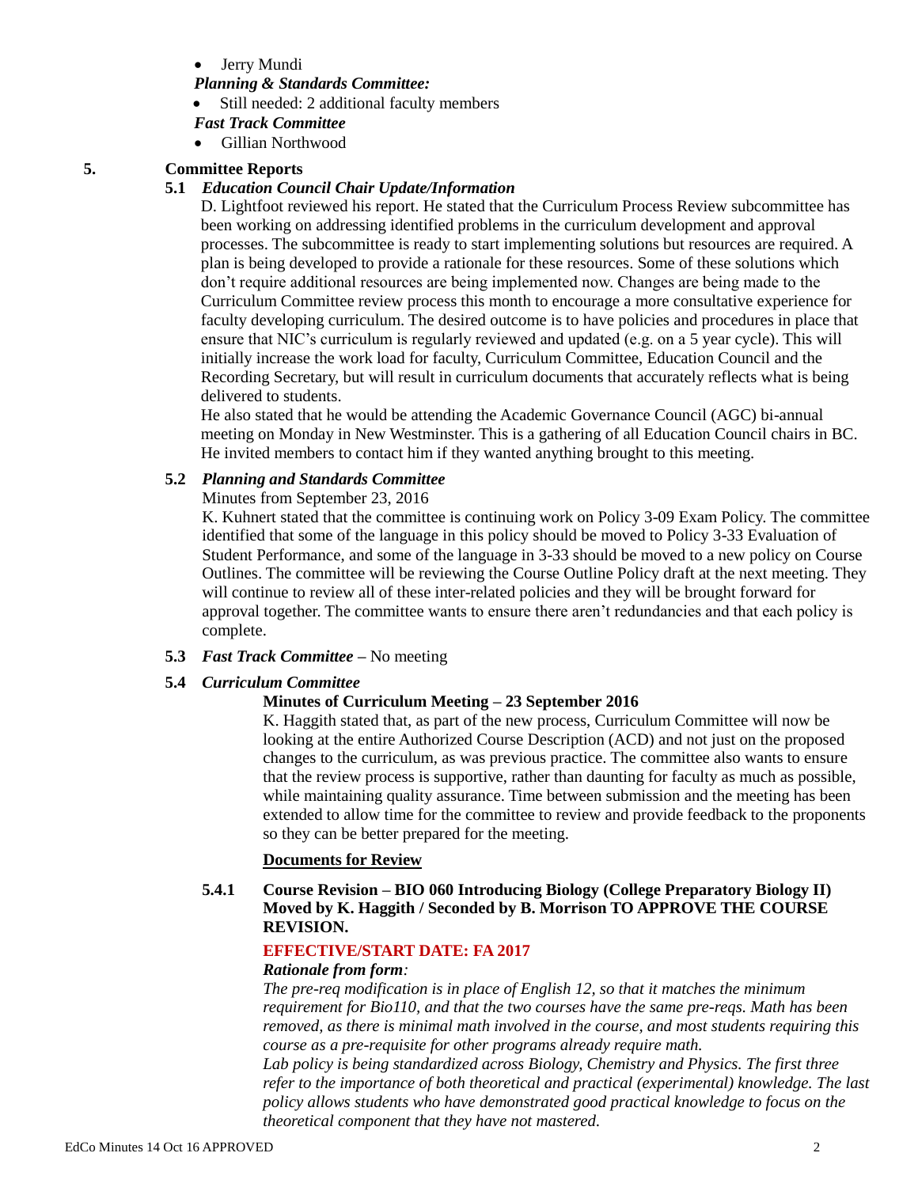- Jerry Mundi

***Planning & Standards Committee:***

- Still needed: 2 additional faculty members

***Fast Track Committee***

- Gillian Northwood

## 5. Committee Reports

### 5.1 *Education Council Chair Update/Information*

D. Lightfoot reviewed his report. He stated that the Curriculum Process Review subcommittee has been working on addressing identified problems in the curriculum development and approval processes. The subcommittee is ready to start implementing solutions but resources are required. A plan is being developed to provide a rationale for these resources. Some of these solutions which don't require additional resources are being implemented now. Changes are being made to the Curriculum Committee review process this month to encourage a more consultative experience for faculty developing curriculum. The desired outcome is to have policies and procedures in place that ensure that NIC's curriculum is regularly reviewed and updated (e.g. on a 5 year cycle). This will initially increase the work load for faculty, Curriculum Committee, Education Council and the Recording Secretary, but will result in curriculum documents that accurately reflects what is being delivered to students.

He also stated that he would be attending the Academic Governance Council (AGC) bi-annual meeting on Monday in New Westminster. This is a gathering of all Education Council chairs in BC. He invited members to contact him if they wanted anything brought to this meeting.

### 5.2 *Planning and Standards Committee*

Minutes from September 23, 2016

K. Kuhnert stated that the committee is continuing work on Policy 3-09 Exam Policy. The committee identified that some of the language in this policy should be moved to Policy 3-33 Evaluation of Student Performance, and some of the language in 3-33 should be moved to a new policy on Course Outlines. The committee will be reviewing the Course Outline Policy draft at the next meeting. They will continue to review all of these inter-related policies and they will be brought forward for approval together. The committee wants to ensure there aren't redundancies and that each policy is complete.

### 5.3 *Fast Track Committee* – No meeting

### 5.4 *Curriculum Committee*

**Minutes of Curriculum Meeting – 23 September 2016**

K. Haggith stated that, as part of the new process, Curriculum Committee will now be looking at the entire Authorized Course Description (ACD) and not just on the proposed changes to the curriculum, as was previous practice. The committee also wants to ensure that the review process is supportive, rather than daunting for faculty as much as possible, while maintaining quality assurance. Time between submission and the meeting has been extended to allow time for the committee to review and provide feedback to the proponents so they can be better prepared for the meeting.

**Documents for Review**

**5.4.1 Course Revision – BIO 060 Introducing Biology (College Preparatory Biology II) Moved by K. Haggith / Seconded by B. Morrison TO APPROVE THE COURSE REVISION.**

**EFFECTIVE/START DATE: FA 2017**

***Rationale from form:***

*The pre-req modification is in place of English 12, so that it matches the minimum requirement for Bio110, and that the two courses have the same pre-reqs. Math has been removed, as there is minimal math involved in the course, and most students requiring this course as a pre-requisite for other programs already require math.*

*Lab policy is being standardized across Biology, Chemistry and Physics. The first three refer to the importance of both theoretical and practical (experimental) knowledge. The last policy allows students who have demonstrated good practical knowledge to focus on the theoretical component that they have not mastered.*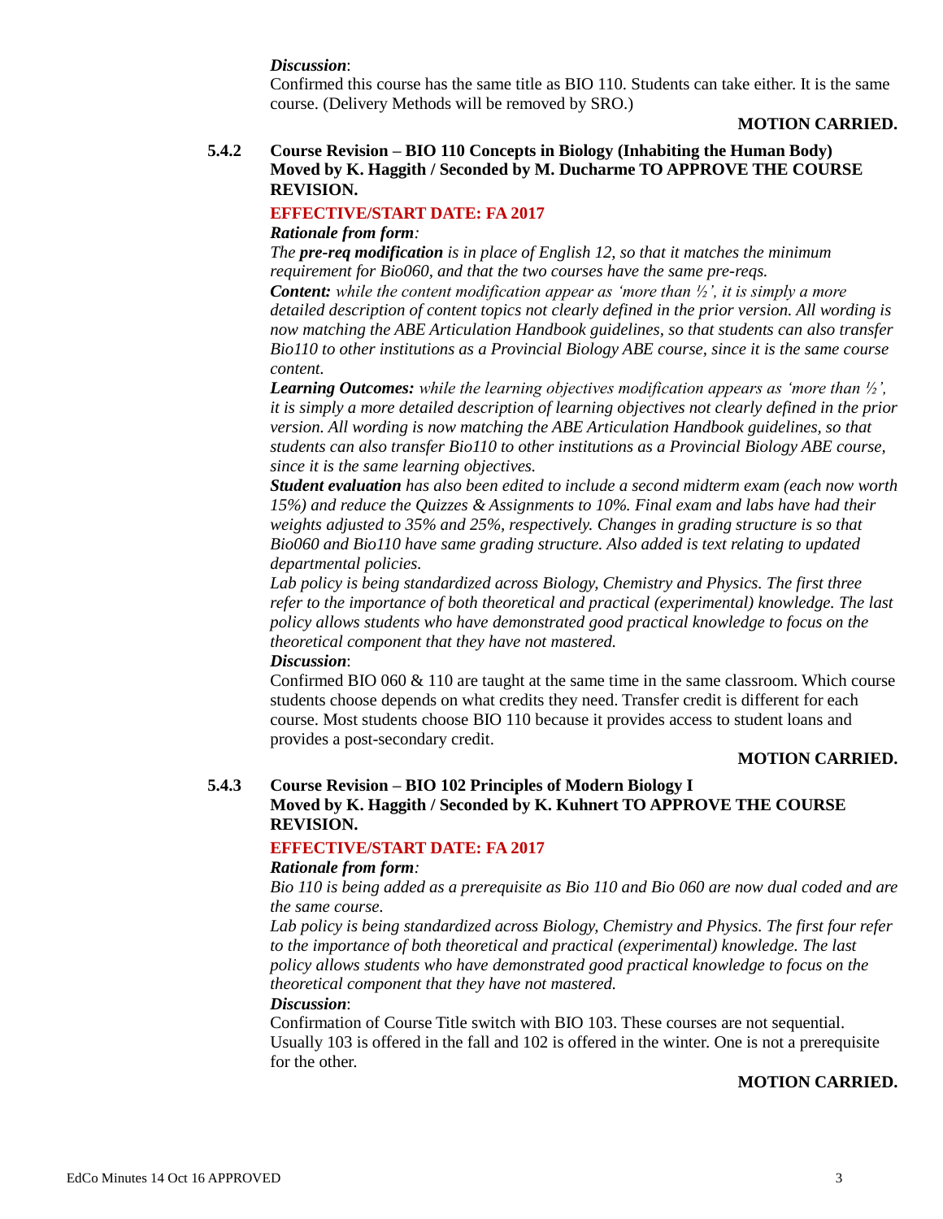*Discussion*:
Confirmed this course has the same title as BIO 110. Students can take either. It is the same course. (Delivery Methods will be removed by SRO.)

**MOTION CARRIED.**

**5.4.2 Course Revision – BIO 110 Concepts in Biology (Inhabiting the Human Body)**
**Moved by K. Haggith / Seconded by M. Ducharme TO APPROVE THE COURSE REVISION.**

**EFFECTIVE/START DATE: FA 2017**

***Rationale from form:***

*The **pre-req modification** is in place of English 12, so that it matches the minimum requirement for Bio060, and that the two courses have the same pre-reqs.*

***Content:** while the content modification appear as 'more than ½', it is simply a more detailed description of content topics not clearly defined in the prior version. All wording is now matching the ABE Articulation Handbook guidelines, so that students can also transfer Bio110 to other institutions as a Provincial Biology ABE course, since it is the same course content.*

***Learning Outcomes:** while the learning objectives modification appears as 'more than ½', it is simply a more detailed description of learning objectives not clearly defined in the prior version. All wording is now matching the ABE Articulation Handbook guidelines, so that students can also transfer Bio110 to other institutions as a Provincial Biology ABE course, since it is the same learning objectives.*

***Student evaluation** has also been edited to include a second midterm exam (each now worth 15%) and reduce the Quizzes & Assignments to 10%. Final exam and labs have had their weights adjusted to 35% and 25%, respectively. Changes in grading structure is so that Bio060 and Bio110 have same grading structure. Also added is text relating to updated departmental policies.*

*Lab policy is being standardized across Biology, Chemistry and Physics. The first three refer to the importance of both theoretical and practical (experimental) knowledge. The last policy allows students who have demonstrated good practical knowledge to focus on the theoretical component that they have not mastered.*

***Discussion***:
Confirmed BIO 060 & 110 are taught at the same time in the same classroom. Which course students choose depends on what credits they need. Transfer credit is different for each course. Most students choose BIO 110 because it provides access to student loans and provides a post-secondary credit.

**MOTION CARRIED.**

**5.4.3 Course Revision – BIO 102 Principles of Modern Biology I**
**Moved by K. Haggith / Seconded by K. Kuhnert TO APPROVE THE COURSE REVISION.**

**EFFECTIVE/START DATE: FA 2017**

***Rationale from form:***

*Bio 110 is being added as a prerequisite as Bio 110 and Bio 060 are now dual coded and are the same course.*

*Lab policy is being standardized across Biology, Chemistry and Physics. The first four refer to the importance of both theoretical and practical (experimental) knowledge. The last policy allows students who have demonstrated good practical knowledge to focus on the theoretical component that they have not mastered.*

***Discussion***:
Confirmation of Course Title switch with BIO 103. These courses are not sequential. Usually 103 is offered in the fall and 102 is offered in the winter. One is not a prerequisite for the other.

**MOTION CARRIED.**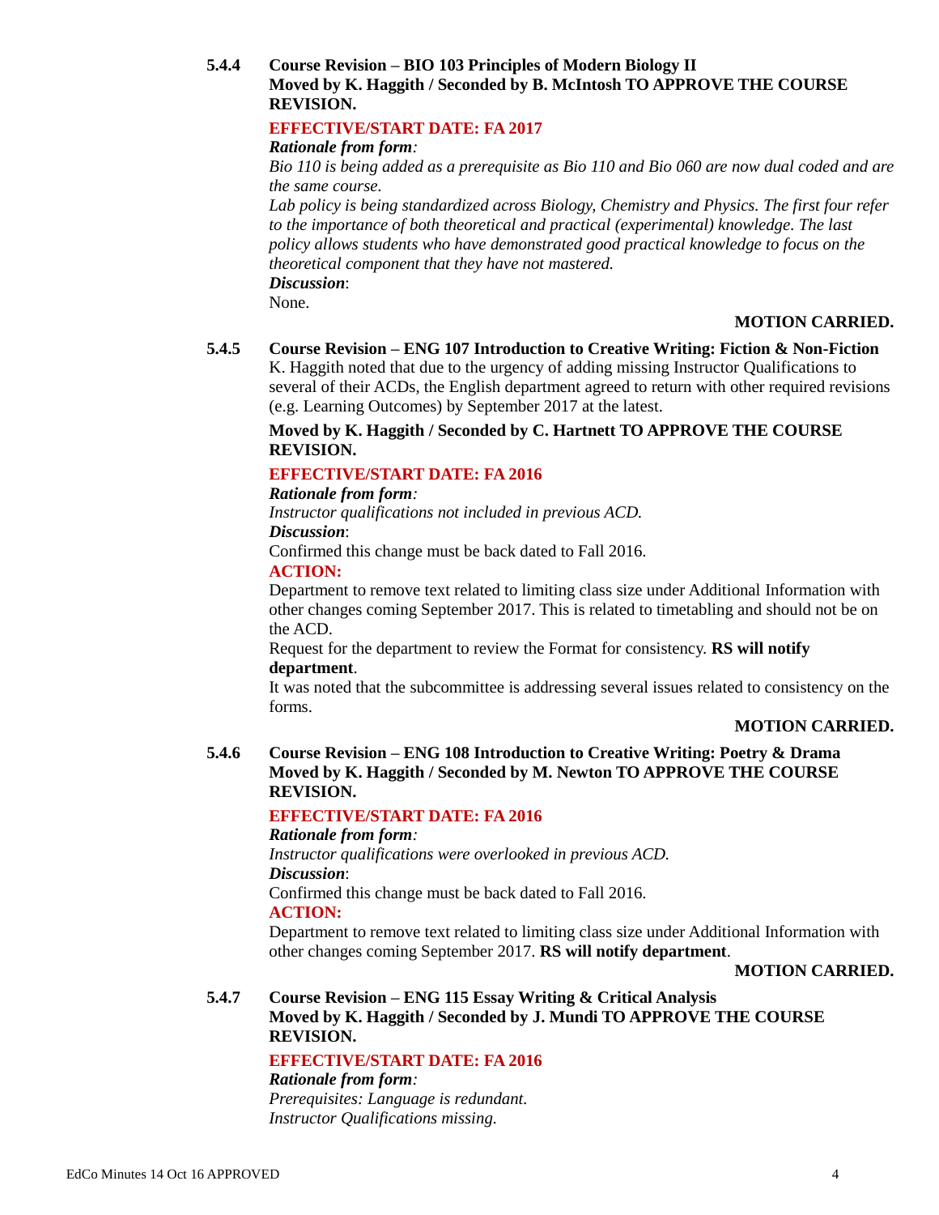**5.4.4 Course Revision – BIO 103 Principles of Modern Biology II**
**Moved by K. Haggith / Seconded by B. McIntosh TO APPROVE THE COURSE REVISION.**

**EFFECTIVE/START DATE: FA 2017**

***Rationale from form:***
*Bio 110 is being added as a prerequisite as Bio 110 and Bio 060 are now dual coded and are the same course.*
*Lab policy is being standardized across Biology, Chemistry and Physics. The first four refer to the importance of both theoretical and practical (experimental) knowledge. The last policy allows students who have demonstrated good practical knowledge to focus on the theoretical component that they have not mastered.*
***Discussion***:
None.

**MOTION CARRIED.**

**5.4.5 Course Revision – ENG 107 Introduction to Creative Writing: Fiction & Non-Fiction**
K. Haggith noted that due to the urgency of adding missing Instructor Qualifications to several of their ACDs, the English department agreed to return with other required revisions (e.g. Learning Outcomes) by September 2017 at the latest.

**Moved by K. Haggith / Seconded by C. Hartnett TO APPROVE THE COURSE REVISION.**

**EFFECTIVE/START DATE: FA 2016**

***Rationale from form:***
*Instructor qualifications not included in previous ACD.*
***Discussion***:
Confirmed this change must be back dated to Fall 2016.

**ACTION:**
Department to remove text related to limiting class size under Additional Information with other changes coming September 2017. This is related to timetabling and should not be on the ACD.
Request for the department to review the Format for consistency. **RS will notify department**.
It was noted that the subcommittee is addressing several issues related to consistency on the forms.

**MOTION CARRIED.**

**5.4.6 Course Revision – ENG 108 Introduction to Creative Writing: Poetry & Drama**
**Moved by K. Haggith / Seconded by M. Newton TO APPROVE THE COURSE REVISION.**

**EFFECTIVE/START DATE: FA 2016**

***Rationale from form:***
*Instructor qualifications were overlooked in previous ACD.*
***Discussion***:
Confirmed this change must be back dated to Fall 2016.

**ACTION:**
Department to remove text related to limiting class size under Additional Information with other changes coming September 2017. **RS will notify department**.

**MOTION CARRIED.**

**5.4.7 Course Revision – ENG 115 Essay Writing & Critical Analysis**
**Moved by K. Haggith / Seconded by J. Mundi TO APPROVE THE COURSE REVISION.**

**EFFECTIVE/START DATE: FA 2016**

***Rationale from form:***
*Prerequisites: Language is redundant.*
*Instructor Qualifications missing.*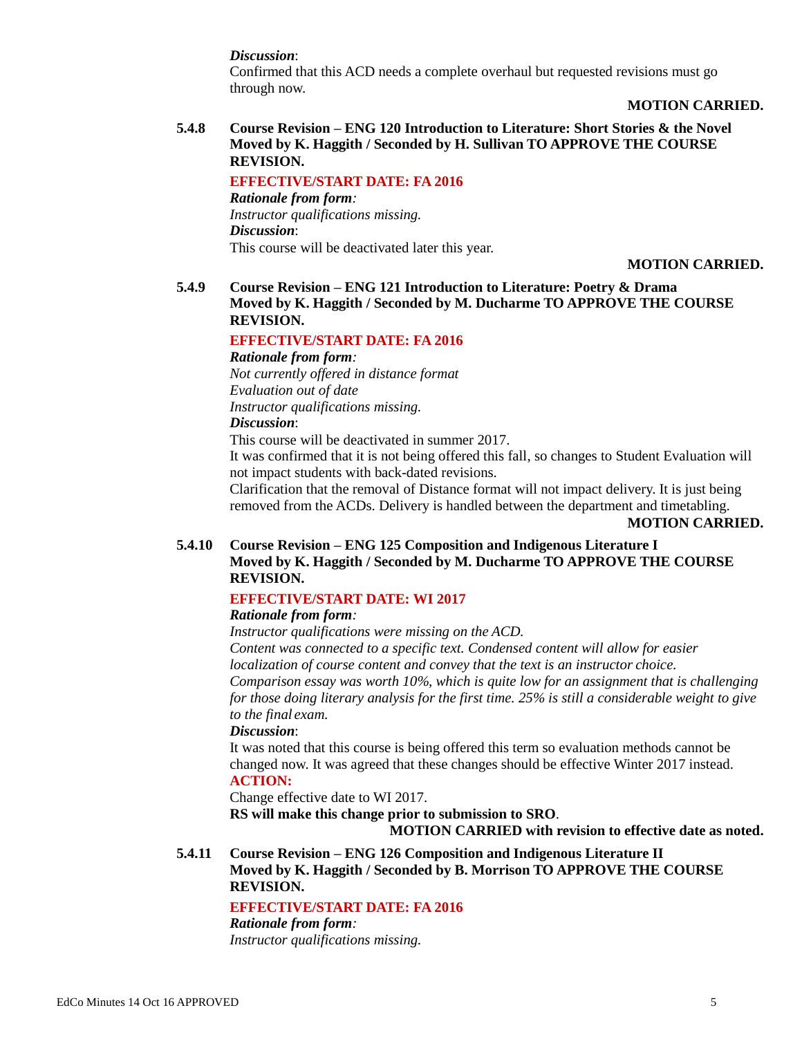*Discussion*:
Confirmed that this ACD needs a complete overhaul but requested revisions must go through now.

**MOTION CARRIED.**

**5.4.8 Course Revision – ENG 120 Introduction to Literature: Short Stories & the Novel**
**Moved by K. Haggith / Seconded by H. Sullivan TO APPROVE THE COURSE REVISION.**

**EFFECTIVE/START DATE: FA 2016**

***Rationale from form**:*
*Instructor qualifications missing.*

***Discussion***:
This course will be deactivated later this year.

**MOTION CARRIED.**

**5.4.9 Course Revision – ENG 121 Introduction to Literature: Poetry & Drama**
**Moved by K. Haggith / Seconded by M. Ducharme TO APPROVE THE COURSE REVISION.**

**EFFECTIVE/START DATE: FA 2016**

***Rationale from form**:*
*Not currently offered in distance format*
*Evaluation out of date*
*Instructor qualifications missing.*

***Discussion***:
This course will be deactivated in summer 2017.
It was confirmed that it is not being offered this fall, so changes to Student Evaluation will not impact students with back-dated revisions.
Clarification that the removal of Distance format will not impact delivery. It is just being removed from the ACDs. Delivery is handled between the department and timetabling.

**MOTION CARRIED.**

**5.4.10 Course Revision – ENG 125 Composition and Indigenous Literature I**
**Moved by K. Haggith / Seconded by M. Ducharme TO APPROVE THE COURSE REVISION.**

**EFFECTIVE/START DATE: WI 2017**

***Rationale from form**:*
*Instructor qualifications were missing on the ACD.*
*Content was connected to a specific text. Condensed content will allow for easier localization of course content and convey that the text is an instructor choice.*
*Comparison essay was worth 10%, which is quite low for an assignment that is challenging for those doing literary analysis for the first time. 25% is still a considerable weight to give to the final exam.*

***Discussion***:
It was noted that this course is being offered this term so evaluation methods cannot be changed now. It was agreed that these changes should be effective Winter 2017 instead.

**ACTION:**
Change effective date to WI 2017.
**RS will make this change prior to submission to SRO**.

**MOTION CARRIED with revision to effective date as noted.**

**5.4.11 Course Revision – ENG 126 Composition and Indigenous Literature II**
**Moved by K. Haggith / Seconded by B. Morrison TO APPROVE THE COURSE REVISION.**

**EFFECTIVE/START DATE: FA 2016**

***Rationale from form**:*
*Instructor qualifications missing.*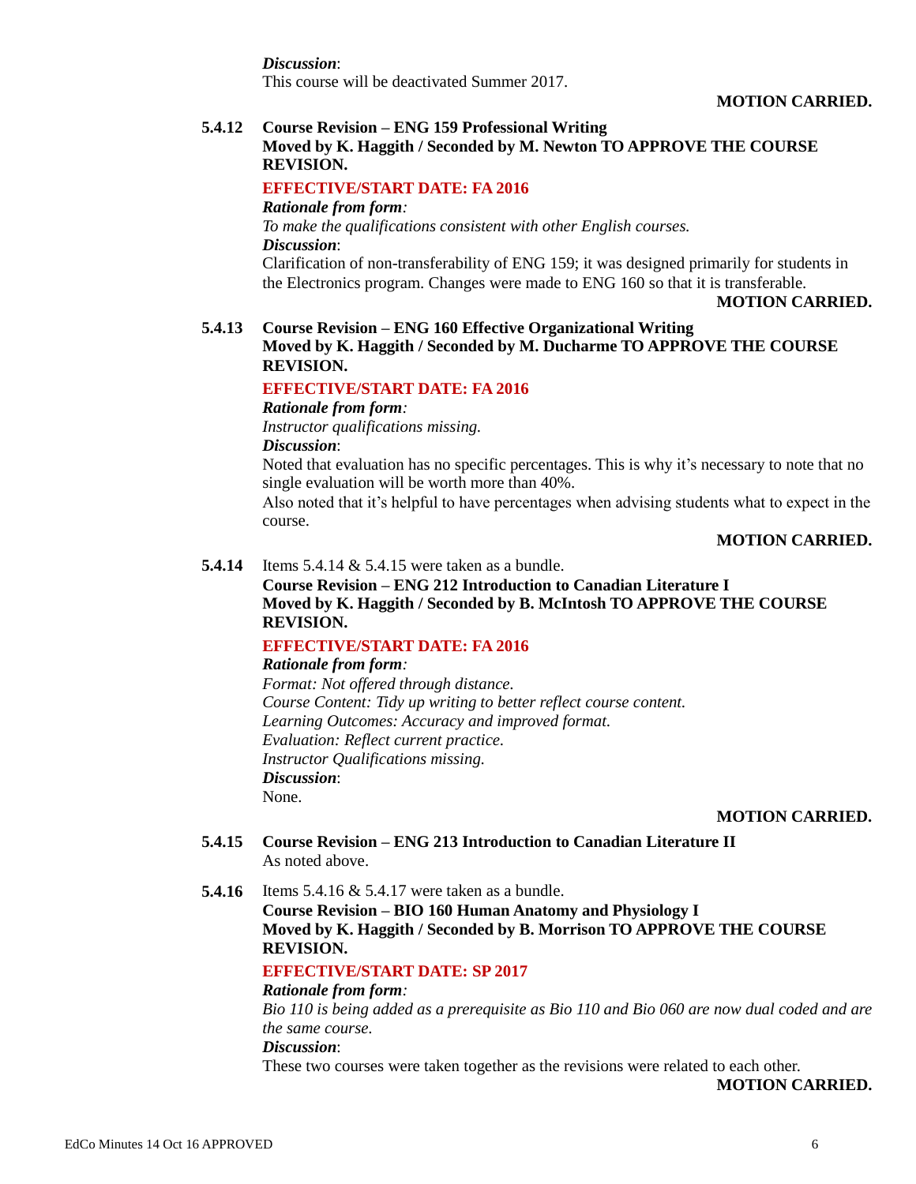*Discussion*:
This course will be deactivated Summer 2017.

**MOTION CARRIED.**

**5.4.12 Course Revision – ENG 159 Professional Writing**
**Moved by K. Haggith / Seconded by M. Newton TO APPROVE THE COURSE REVISION.**

**EFFECTIVE/START DATE: FA 2016**

***Rationale from form:***
*To make the qualifications consistent with other English courses.*
***Discussion***:
Clarification of non-transferability of ENG 159; it was designed primarily for students in the Electronics program. Changes were made to ENG 160 so that it is transferable.

**MOTION CARRIED.**

**5.4.13 Course Revision – ENG 160 Effective Organizational Writing**
**Moved by K. Haggith / Seconded by M. Ducharme TO APPROVE THE COURSE REVISION.**

**EFFECTIVE/START DATE: FA 2016**

***Rationale from form:***
*Instructor qualifications missing.*
***Discussion***:
Noted that evaluation has no specific percentages. This is why it's necessary to note that no single evaluation will be worth more than 40%.
Also noted that it's helpful to have percentages when advising students what to expect in the course.

**MOTION CARRIED.**

**5.4.14** Items 5.4.14 & 5.4.15 were taken as a bundle.
**Course Revision – ENG 212 Introduction to Canadian Literature I**
**Moved by K. Haggith / Seconded by B. McIntosh TO APPROVE THE COURSE REVISION.**

**EFFECTIVE/START DATE: FA 2016**

***Rationale from form:***
*Format: Not offered through distance.*
*Course Content: Tidy up writing to better reflect course content.*
*Learning Outcomes: Accuracy and improved format.*
*Evaluation: Reflect current practice.*
*Instructor Qualifications missing.*
***Discussion***:
None.

**MOTION CARRIED.**

**5.4.15 Course Revision – ENG 213 Introduction to Canadian Literature II**
As noted above.

**5.4.16** Items 5.4.16 & 5.4.17 were taken as a bundle.
**Course Revision – BIO 160 Human Anatomy and Physiology I**
**Moved by K. Haggith / Seconded by B. Morrison TO APPROVE THE COURSE REVISION.**

**EFFECTIVE/START DATE: SP 2017**

***Rationale from form:***
*Bio 110 is being added as a prerequisite as Bio 110 and Bio 060 are now dual coded and are the same course.*
***Discussion***:
These two courses were taken together as the revisions were related to each other.

**MOTION CARRIED.**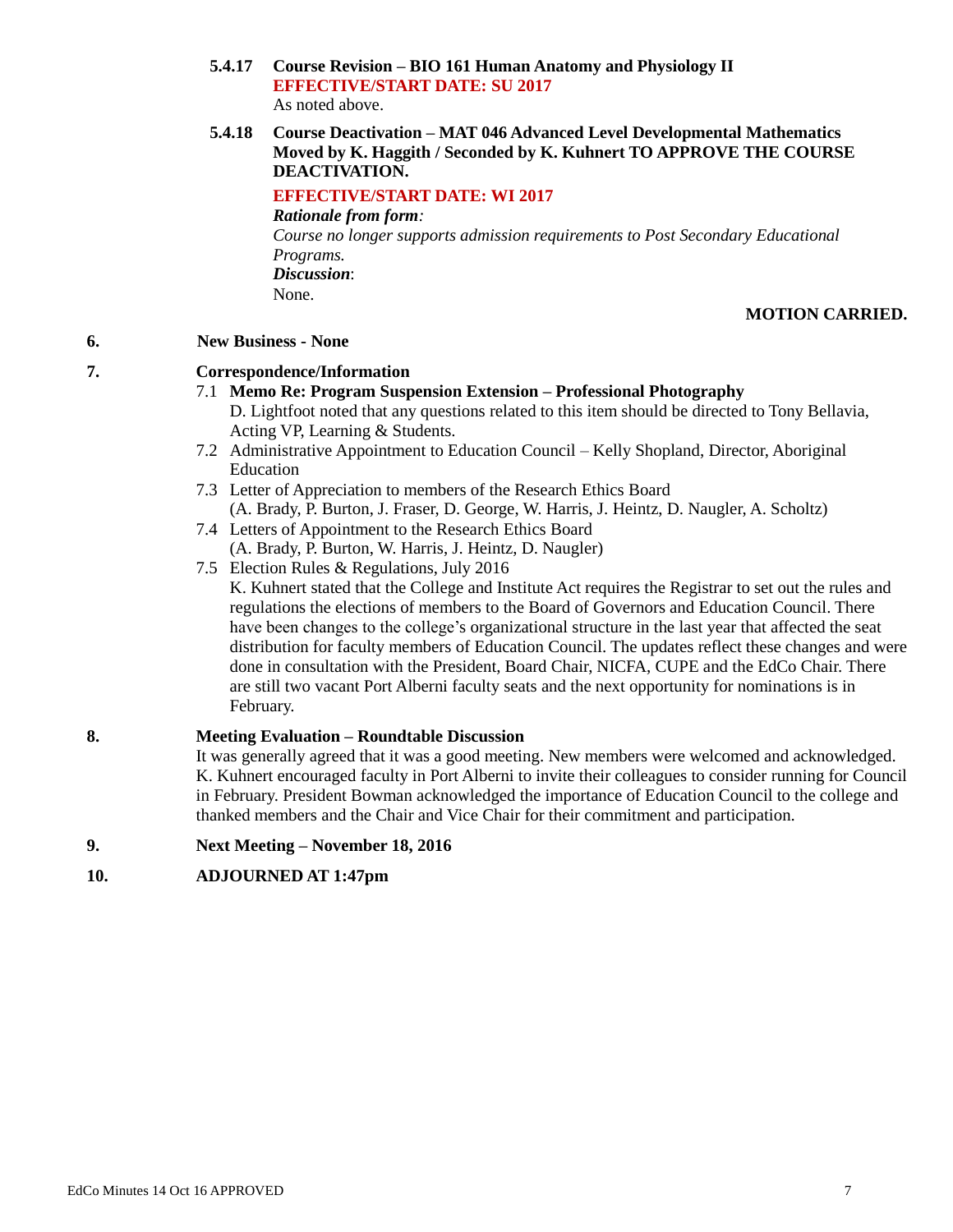**5.4.17 Course Revision – BIO 161 Human Anatomy and Physiology II**
**EFFECTIVE/START DATE: SU 2017**
As noted above.

**5.4.18 Course Deactivation – MAT 046 Advanced Level Developmental Mathematics**
**Moved by K. Haggith / Seconded by K. Kuhnert TO APPROVE THE COURSE DEACTIVATION.**

**EFFECTIVE/START DATE: WI 2017**
***Rationale from form:***
*Course no longer supports admission requirements to Post Secondary Educational Programs.*
***Discussion*:**
None.

**MOTION CARRIED.**

## 6. New Business - None

## 7. Correspondence/Information

7.1 **Memo Re: Program Suspension Extension – Professional Photography**
D. Lightfoot noted that any questions related to this item should be directed to Tony Bellavia, Acting VP, Learning & Students.

7.2 Administrative Appointment to Education Council – Kelly Shopland, Director, Aboriginal Education

7.3 Letter of Appreciation to members of the Research Ethics Board
(A. Brady, P. Burton, J. Fraser, D. George, W. Harris, J. Heintz, D. Naugler, A. Scholtz)

7.4 Letters of Appointment to the Research Ethics Board
(A. Brady, P. Burton, W. Harris, J. Heintz, D. Naugler)

7.5 Election Rules & Regulations, July 2016
K. Kuhnert stated that the College and Institute Act requires the Registrar to set out the rules and regulations the elections of members to the Board of Governors and Education Council. There have been changes to the college's organizational structure in the last year that affected the seat distribution for faculty members of Education Council. The updates reflect these changes and were done in consultation with the President, Board Chair, NICFA, CUPE and the EdCo Chair. There are still two vacant Port Alberni faculty seats and the next opportunity for nominations is in February.

## 8. Meeting Evaluation – Roundtable Discussion

It was generally agreed that it was a good meeting. New members were welcomed and acknowledged. K. Kuhnert encouraged faculty in Port Alberni to invite their colleagues to consider running for Council in February. President Bowman acknowledged the importance of Education Council to the college and thanked members and the Chair and Vice Chair for their commitment and participation.

## 9. Next Meeting – November 18, 2016

## 10. ADJOURNED AT 1:47pm